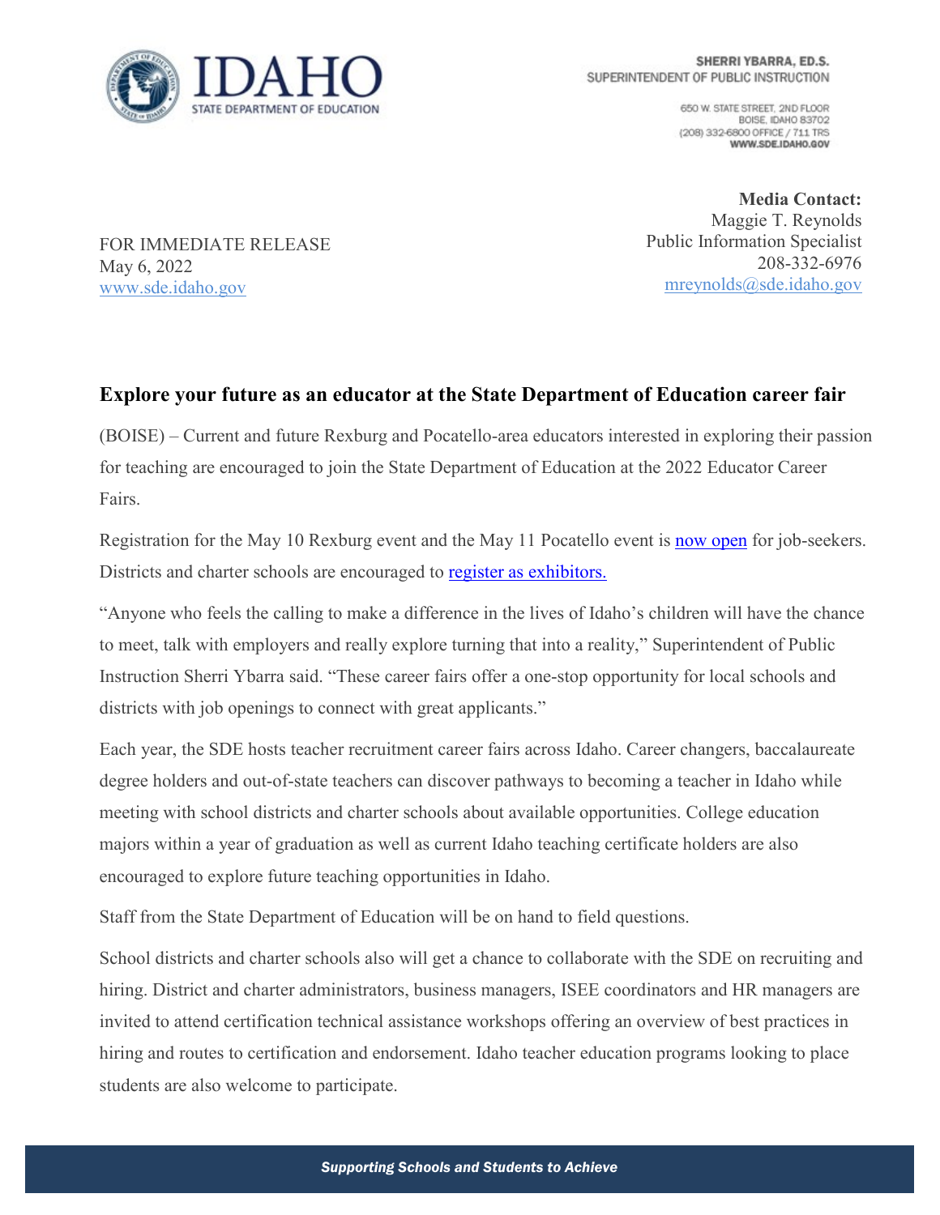IDAHO STATE DEPARTMENT OF EDUCATION

**SHERRI YBARRA, ED.S.**
SUPERINTENDENT OF PUBLIC INSTRUCTION

650 W. STATE STREET, 2ND FLOOR
BOISE, IDAHO 83702
(208) 332-6800 OFFICE / 711 TRS
**WWW.SDE.IDAHO.GOV**

**Media Contact:**
Maggie T. Reynolds
Public Information Specialist
208-332-6976
mreynolds@sde.idaho.gov

FOR IMMEDIATE RELEASE
May 6, 2022
www.sde.idaho.gov

## Explore your future as an educator at the State Department of Education career fair

(BOISE) – Current and future Rexburg and Pocatello-area educators interested in exploring their passion for teaching are encouraged to join the State Department of Education at the 2022 Educator Career Fairs.

Registration for the May 10 Rexburg event and the May 11 Pocatello event is now open for job-seekers. Districts and charter schools are encouraged to register as exhibitors.

"Anyone who feels the calling to make a difference in the lives of Idaho's children will have the chance to meet, talk with employers and really explore turning that into a reality," Superintendent of Public Instruction Sherri Ybarra said. "These career fairs offer a one-stop opportunity for local schools and districts with job openings to connect with great applicants."

Each year, the SDE hosts teacher recruitment career fairs across Idaho. Career changers, baccalaureate degree holders and out-of-state teachers can discover pathways to becoming a teacher in Idaho while meeting with school districts and charter schools about available opportunities. College education majors within a year of graduation as well as current Idaho teaching certificate holders are also encouraged to explore future teaching opportunities in Idaho.

Staff from the State Department of Education will be on hand to field questions.

School districts and charter schools also will get a chance to collaborate with the SDE on recruiting and hiring. District and charter administrators, business managers, ISEE coordinators and HR managers are invited to attend certification technical assistance workshops offering an overview of best practices in hiring and routes to certification and endorsement. Idaho teacher education programs looking to place students are also welcome to participate.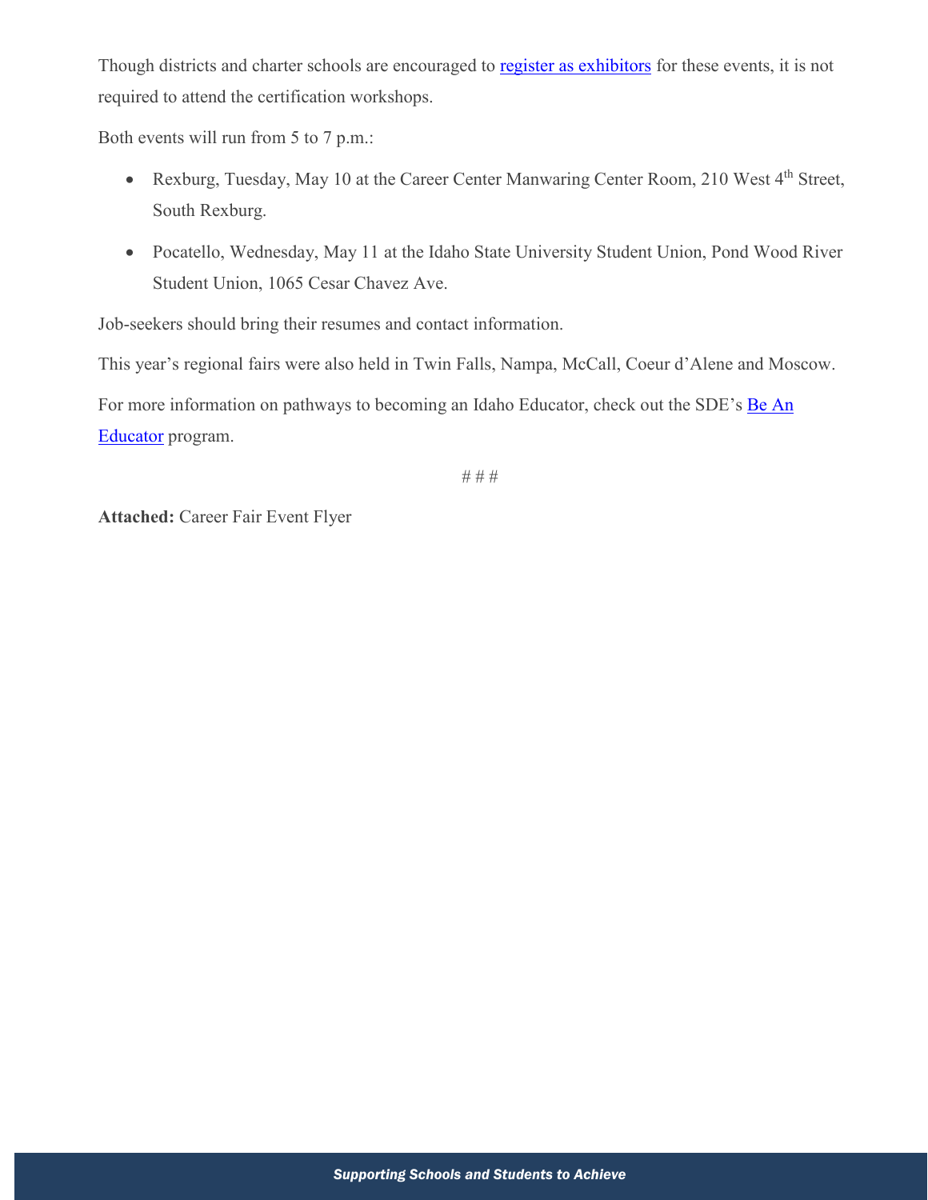Though districts and charter schools are encouraged to register as exhibitors for these events, it is not required to attend the certification workshops.

Both events will run from 5 to 7 p.m.:

- Rexburg, Tuesday, May 10 at the Career Center Manwaring Center Room, 210 West 4th Street, South Rexburg.
- Pocatello, Wednesday, May 11 at the Idaho State University Student Union, Pond Wood River Student Union, 1065 Cesar Chavez Ave.

Job-seekers should bring their resumes and contact information.

This year's regional fairs were also held in Twin Falls, Nampa, McCall, Coeur d'Alene and Moscow.

For more information on pathways to becoming an Idaho Educator, check out the SDE's Be An Educator program.

# # #

**Attached:** Career Fair Event Flyer